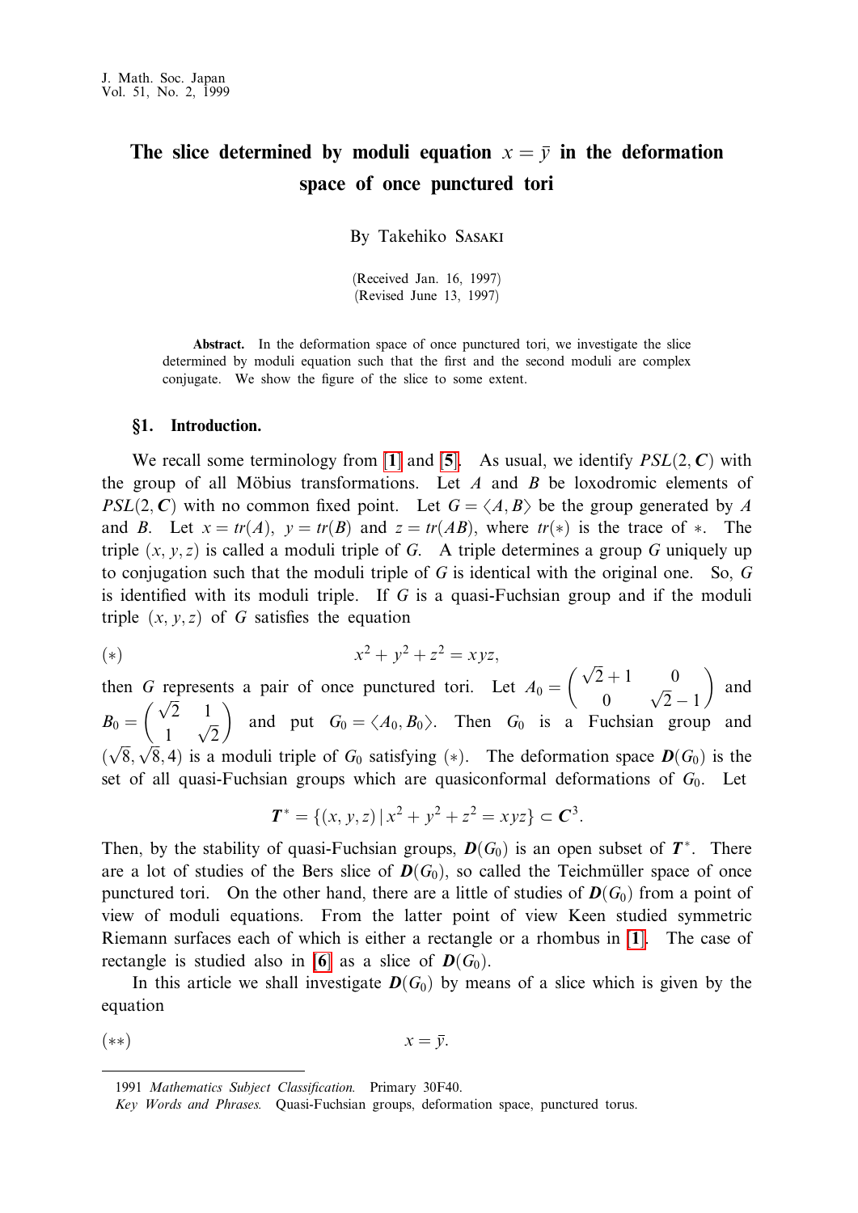# The slice determined by moduli equation $x = \bar{y}$ in the deformation space of once punctured tori

By Takehiko Sasaki

(Received Jan. 16, 1997)
(Revised June 13, 1997)

**Abstract.** In the deformation space of once punctured tori, we investigate the slice determined by moduli equation such that the first and the second moduli are complex conjugate. We show the figure of the slice to some extent.

## §1. Introduction.

We recall some terminology from [1] and [5]. As usual, we identify $PSL(2, \boldsymbol{C})$ with the group of all Möbius transformations. Let $A$ and $B$ be loxodromic elements of $PSL(2, \boldsymbol{C})$ with no common fixed point. Let $G = \langle A, B \rangle$ be the group generated by $A$ and $B$. Let $x = tr(A)$, $y = tr(B)$ and $z = tr(AB)$, where $tr(*)$ is the trace of $*$. The triple $(x, y, z)$ is called a moduli triple of $G$. A triple determines a group $G$ uniquely up to conjugation such that the moduli triple of $G$ is identical with the original one. So, $G$ is identified with its moduli triple. If $G$ is a quasi-Fuchsian group and if the moduli triple $(x, y, z)$ of $G$ satisfies the equation

$$(*) \qquad x^2 + y^2 + z^2 = xyz,$$

then $G$ represents a pair of once punctured tori. Let $A_0 = \begin{pmatrix} \sqrt{2}+1 & 0 \\ 0 & \sqrt{2}-1 \end{pmatrix}$ and $B_0 = \begin{pmatrix} \sqrt{2} & 1 \\ 1 & \sqrt{2} \end{pmatrix}$ and put $G_0 = \langle A_0, B_0 \rangle$. Then $G_0$ is a Fuchsian group and $(\sqrt{8}, \sqrt{8}, 4)$ is a moduli triple of $G_0$ satisfying $(*)$. The deformation space $\boldsymbol{D}(G_0)$ is the set of all quasi-Fuchsian groups which are quasiconformal deformations of $G_0$. Let

$$\boldsymbol{T}^* = \{(x, y, z) \mid x^2 + y^2 + z^2 = xyz\} \subset \boldsymbol{C}^3.$$

Then, by the stability of quasi-Fuchsian groups, $\boldsymbol{D}(G_0)$ is an open subset of $\boldsymbol{T}^*$. There are a lot of studies of the Bers slice of $\boldsymbol{D}(G_0)$, so called the Teichmüller space of once punctured tori. On the other hand, there are a little of studies of $\boldsymbol{D}(G_0)$ from a point of view of moduli equations. From the latter point of view Keen studied symmetric Riemann surfaces each of which is either a rectangle or a rhombus in [1]. The case of rectangle is studied also in [6] as a slice of $\boldsymbol{D}(G_0)$.

In this article we shall investigate $\boldsymbol{D}(G_0)$ by means of a slice which is given by the equation

$$(**) \qquad x = \bar{y}.$$

---

1991 *Mathematics Subject Classification.* Primary 30F40.

*Key Words and Phrases.* Quasi-Fuchsian groups, deformation space, punctured torus.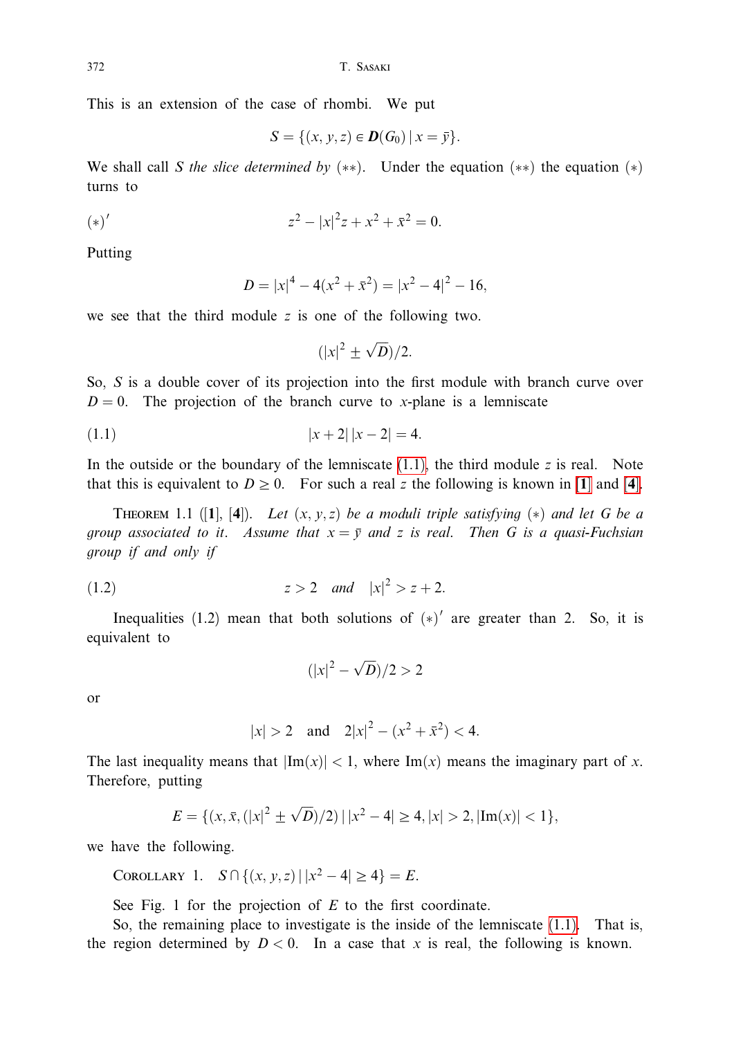This is an extension of the case of rhombi. We put

$$S = \{(x, y, z) \in \boldsymbol{D}(G_0) \mid x = \bar{y}\}.$$

We shall call $S$ *the slice determined by* $(**)$. Under the equation $(**)$ the equation $(*)$ turns to

$$(*)' \qquad z^2 - |x|^2 z + x^2 + \bar{x}^2 = 0.$$

Putting

$$D = |x|^4 - 4(x^2 + \bar{x}^2) = |x^2 - 4|^2 - 16,$$

we see that the third module $z$ is one of the following two.

$$(|x|^2 \pm \sqrt{D})/2.$$

So, $S$ is a double cover of its projection into the first module with branch curve over $D = 0$. The projection of the branch curve to $x$-plane is a lemniscate

$$(1.1) \qquad |x + 2|\,|x - 2| = 4.$$

In the outside or the boundary of the lemniscate (1.1), the third module $z$ is real. Note that this is equivalent to $D \geq 0$. For such a real $z$ the following is known in [**1**] and [**4**].

THEOREM 1.1 ([**1**], [**4**]). *Let $(x, y, z)$ be a moduli triple satisfying $(*)$ and let $G$ be a group associated to it. Assume that $x = \bar{y}$ and $z$ is real. Then $G$ is a quasi-Fuchsian group if and only if*

$$(1.2) \qquad z > 2 \quad \textit{and} \quad |x|^2 > z + 2.$$

Inequalities (1.2) mean that both solutions of $(*)'$ are greater than 2. So, it is equivalent to

$$(|x|^2 - \sqrt{D})/2 > 2$$

or

$$|x| > 2 \quad \text{and} \quad 2|x|^2 - (x^2 + \bar{x}^2) < 4.$$

The last inequality means that $|\mathrm{Im}(x)| < 1$, where $\mathrm{Im}(x)$ means the imaginary part of $x$. Therefore, putting

$$E = \{(x, \bar{x}, (|x|^2 \pm \sqrt{D})/2) \mid |x^2 - 4| \geq 4, |x| > 2, |\mathrm{Im}(x)| < 1\},$$

we have the following.

COROLLARY 1. $S \cap \{(x, y, z) \mid |x^2 - 4| \geq 4\} = E$.

See Fig. 1 for the projection of $E$ to the first coordinate.

So, the remaining place to investigate is the inside of the lemniscate (1.1). That is, the region determined by $D < 0$. In a case that $x$ is real, the following is known.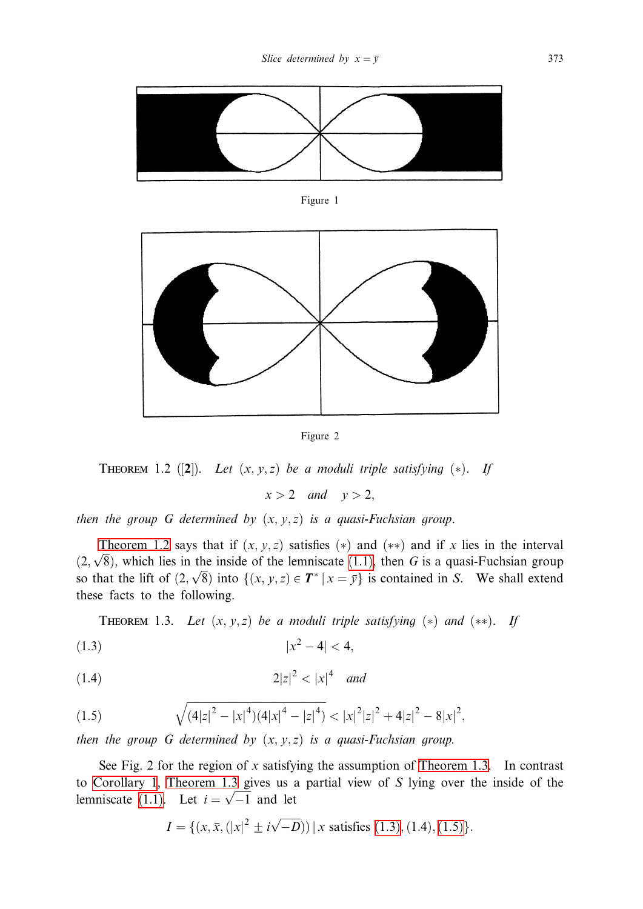Figure 1

Figure 2

THEOREM 1.2 ([**2**]). *Let $(x, y, z)$ be a moduli triple satisfying $(*)$. If*

$$x > 2 \quad \textit{and} \quad y > 2,$$

*then the group $G$ determined by $(x, y, z)$ is a quasi-Fuchsian group.*

Theorem 1.2 says that if $(x, y, z)$ satisfies $(*)$ and $(**)$ and if $x$ lies in the interval $(2, \sqrt{8})$, which lies in the inside of the lemniscate (1.1), then $G$ is a quasi-Fuchsian group so that the lift of $(2, \sqrt{8})$ into $\{(x, y, z) \in \boldsymbol{T}^* \mid x = \bar{y}\}$ is contained in $S$. We shall extend these facts to the following.

THEOREM 1.3. *Let $(x, y, z)$ be a moduli triple satisfying $(*)$ and $(**)$. If*

$$|x^2 - 4| < 4, \tag{1.3}$$

$$2|z|^2 < |x|^4 \quad \textit{and} \tag{1.4}$$

$$\sqrt{(4|z|^2 - |x|^4)(4|x|^4 - |z|^4)} < |x|^2|z|^2 + 4|z|^2 - 8|x|^2, \tag{1.5}$$

*then the group $G$ determined by $(x, y, z)$ is a quasi-Fuchsian group.*

See Fig. 2 for the region of $x$ satisfying the assumption of Theorem 1.3. In contrast to Corollary 1, Theorem 1.3 gives us a partial view of $S$ lying over the inside of the lemniscate (1.1). Let $i = \sqrt{-1}$ and let

$$I = \{(x, \bar{x}, (|x|^2 \pm i\sqrt{-D})) \mid x \text{ satisfies (1.3), (1.4), (1.5)}\}.$$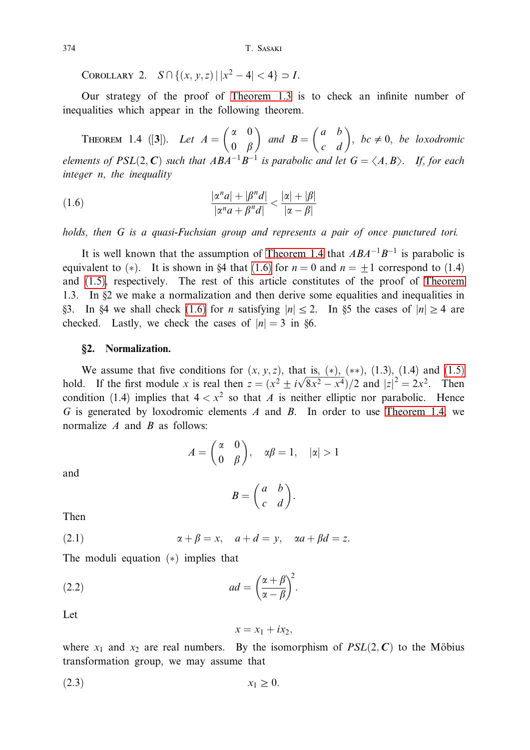Corollary 2. $S \cap \{(x, y, z) \mid |x^2 - 4| < 4\} \supset I$.

Our strategy of the proof of Theorem 1.3 is to check an infinite number of inequalities which appear in the following theorem.

Theorem 1.4 ([3]). *Let* $A = \begin{pmatrix} \alpha & 0 \\ 0 & \beta \end{pmatrix}$ *and* $B = \begin{pmatrix} a & b \\ c & d \end{pmatrix}$, $bc \neq 0$, *be loxodromic elements of* $PSL(2, \mathbf{C})$ *such that* $ABA^{-1}B^{-1}$ *is parabolic and let* $G = \langle A, B \rangle$. *If, for each integer* $n$, *the inequality*

$$\frac{|\alpha^n a| + |\beta^n d|}{|\alpha^n a + \beta^n d|} < \frac{|\alpha| + |\beta|}{|\alpha - \beta|} \tag{1.6}$$

*holds, then* $G$ *is a quasi-Fuchsian group and represents a pair of once punctured tori.*

It is well known that the assumption of Theorem 1.4 that $ABA^{-1}B^{-1}$ is parabolic is equivalent to $(*)$. It is shown in §4 that (1.6) for $n = 0$ and $n = \pm 1$ correspond to (1.4) and (1.5), respectively. The rest of this article constitutes of the proof of Theorem 1.3. In §2 we make a normalization and then derive some equalities and inequalities in §3. In §4 we shall check (1.6) for $n$ satisfying $|n| \leq 2$. In §5 the cases of $|n| \geq 4$ are checked. Lastly, we check the cases of $|n| = 3$ in §6.

## §2. Normalization.

We assume that five conditions for $(x, y, z)$, that is, $(*)$, $(**)$, (1.3), (1.4) and (1.5) hold. If the first module $x$ is real then $z = (x^2 \pm i\sqrt{8x^2 - x^4})/2$ and $|z|^2 = 2x^2$. Then condition (1.4) implies that $4 < x^2$ so that $A$ is neither elliptic nor parabolic. Hence $G$ is generated by loxodromic elements $A$ and $B$. In order to use Theorem 1.4, we normalize $A$ and $B$ as follows:

$$A = \begin{pmatrix} \alpha & 0 \\ 0 & \beta \end{pmatrix}, \quad \alpha\beta = 1, \quad |\alpha| > 1$$

and

$$B = \begin{pmatrix} a & b \\ c & d \end{pmatrix}.$$

Then

$$\alpha + \beta = x, \quad a + d = y, \quad \alpha a + \beta d = z. \tag{2.1}$$

The moduli equation $(*)$ implies that

$$ad = \left(\frac{\alpha + \beta}{\alpha - \beta}\right)^2. \tag{2.2}$$

Let

$$x = x_1 + ix_2,$$

where $x_1$ and $x_2$ are real numbers. By the isomorphism of $PSL(2, \mathbf{C})$ to the Möbius transformation group, we may assume that

$$x_1 \geq 0. \tag{2.3}$$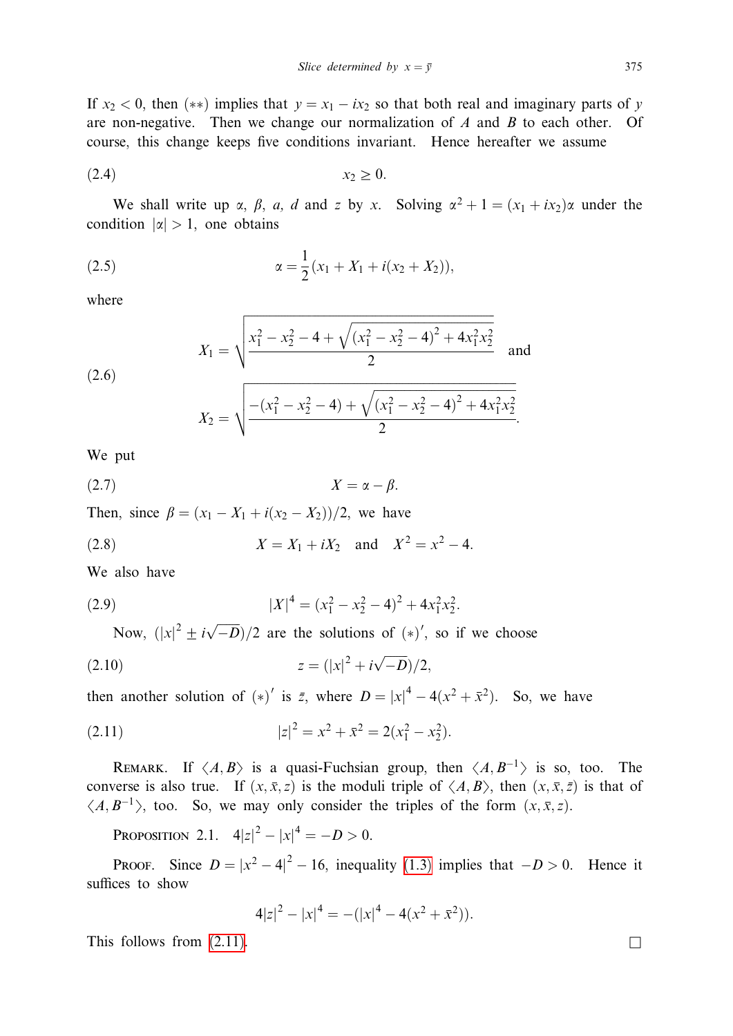If $x_2 < 0$, then $(**)$ implies that $y = x_1 - ix_2$ so that both real and imaginary parts of $y$ are non-negative. Then we change our normalization of $A$ and $B$ to each other. Of course, this change keeps five conditions invariant. Hence hereafter we assume

$$x_2 \geq 0. \tag{2.4}$$

We shall write up $\alpha$, $\beta$, $a$, $d$ and $z$ by $x$. Solving $\alpha^2 + 1 = (x_1 + ix_2)\alpha$ under the condition $|\alpha| > 1$, one obtains

$$\alpha = \frac{1}{2}(x_1 + X_1 + i(x_2 + X_2)), \tag{2.5}$$

where

$$X_1 = \sqrt{\frac{x_1^2 - x_2^2 - 4 + \sqrt{(x_1^2 - x_2^2 - 4)^2 + 4x_1^2x_2^2}}{2}} \quad \text{and}$$
$$X_2 = \sqrt{\frac{-(x_1^2 - x_2^2 - 4) + \sqrt{(x_1^2 - x_2^2 - 4)^2 + 4x_1^2x_2^2}}{2}}. \tag{2.6}$$

We put

$$X = \alpha - \beta. \tag{2.7}$$

Then, since $\beta = (x_1 - X_1 + i(x_2 - X_2))/2$, we have

$$X = X_1 + iX_2 \quad \text{and} \quad X^2 = x^2 - 4. \tag{2.8}$$

We also have

$$|X|^4 = (x_1^2 - x_2^2 - 4)^2 + 4x_1^2x_2^2. \tag{2.9}$$

Now, $(|x|^2 \pm i\sqrt{-D})/2$ are the solutions of $(*)'$, so if we choose

$$z = (|x|^2 + i\sqrt{-D})/2, \tag{2.10}$$

then another solution of $(*)'$ is $\bar{z}$, where $D = |x|^4 - 4(x^2 + \bar{x}^2)$. So, we have

$$|z|^2 = x^2 + \bar{x}^2 = 2(x_1^2 - x_2^2). \tag{2.11}$$

Remark. If $\langle A, B\rangle$ is a quasi-Fuchsian group, then $\langle A, B^{-1}\rangle$ is so, too. The converse is also true. If $(x, \bar{x}, z)$ is the moduli triple of $\langle A, B\rangle$, then $(x, \bar{x}, \bar{z})$ is that of $\langle A, B^{-1}\rangle$, too. So, we may only consider the triples of the form $(x, \bar{x}, z)$.

Proposition 2.1. $4|z|^2 - |x|^4 = -D > 0$.

Proof. Since $D = |x^2 - 4|^2 - 16$, inequality (1.3) implies that $-D > 0$. Hence it suffices to show

$$4|z|^2 - |x|^4 = -(|x|^4 - 4(x^2 + \bar{x}^2)).$$

This follows from (2.11). $\square$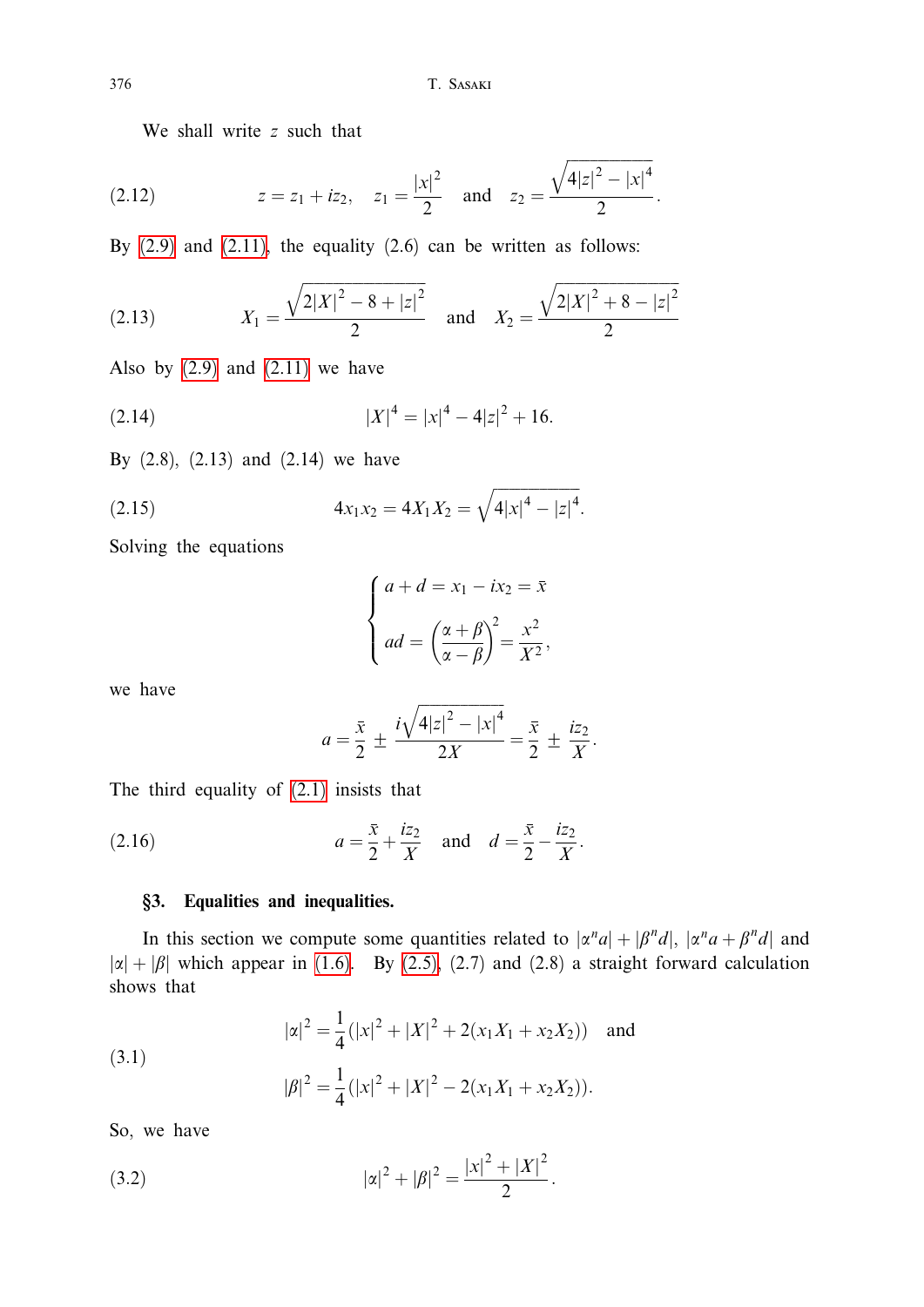We shall write $z$ such that

$$z = z_1 + iz_2, \quad z_1 = \frac{|x|^2}{2} \quad \text{and} \quad z_2 = \frac{\sqrt{4|z|^2 - |x|^4}}{2}. \tag{2.12}$$

By (2.9) and (2.11), the equality (2.6) can be written as follows:

$$X_1 = \frac{\sqrt{2|X|^2 - 8 + |z|^2}}{2} \quad \text{and} \quad X_2 = \frac{\sqrt{2|X|^2 + 8 - |z|^2}}{2} \tag{2.13}$$

Also by (2.9) and (2.11) we have

$$|X|^4 = |x|^4 - 4|z|^2 + 16. \tag{2.14}$$

By (2.8), (2.13) and (2.14) we have

$$4x_1x_2 = 4X_1X_2 = \sqrt{4|x|^4 - |z|^4}. \tag{2.15}$$

Solving the equations

$$\begin{cases} a + d = x_1 - ix_2 = \bar{x} \\ ad = \left(\dfrac{\alpha + \beta}{\alpha - \beta}\right)^2 = \dfrac{x^2}{X^2}, \end{cases}$$

we have

$$a = \frac{\bar{x}}{2} \pm \frac{i\sqrt{4|z|^2 - |x|^4}}{2X} = \frac{\bar{x}}{2} \pm \frac{iz_2}{X}.$$

The third equality of (2.1) insists that

$$a = \frac{\bar{x}}{2} + \frac{iz_2}{X} \quad \text{and} \quad d = \frac{\bar{x}}{2} - \frac{iz_2}{X}. \tag{2.16}$$

## §3. Equalities and inequalities.

In this section we compute some quantities related to $|\alpha^n a| + |\beta^n d|$, $|\alpha^n a + \beta^n d|$ and $|\alpha| + |\beta|$ which appear in (1.6). By (2.5), (2.7) and (2.8) a straight forward calculation shows that

$$\begin{aligned} |\alpha|^2 &= \frac{1}{4}(|x|^2 + |X|^2 + 2(x_1X_1 + x_2X_2)) \quad \text{and} \\ |\beta|^2 &= \frac{1}{4}(|x|^2 + |X|^2 - 2(x_1X_1 + x_2X_2)). \end{aligned} \tag{3.1}$$

So, we have

$$|\alpha|^2 + |\beta|^2 = \frac{|x|^2 + |X|^2}{2}. \tag{3.2}$$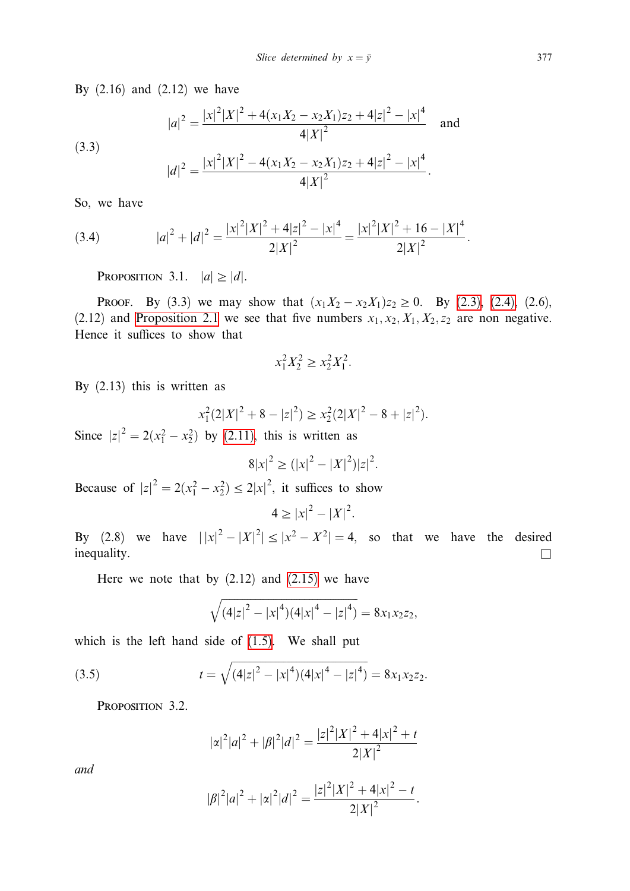By (2.16) and (2.12) we have

$$(3.3) \qquad |a|^2 = \frac{|x|^2|X|^2 + 4(x_1X_2 - x_2X_1)z_2 + 4|z|^2 - |x|^4}{4|X|^2} \quad \text{and}$$

$$|d|^2 = \frac{|x|^2|X|^2 - 4(x_1X_2 - x_2X_1)z_2 + 4|z|^2 - |x|^4}{4|X|^2}.$$

So, we have

$$(3.4) \qquad |a|^2 + |d|^2 = \frac{|x|^2|X|^2 + 4|z|^2 - |x|^4}{2|X|^2} = \frac{|x|^2|X|^2 + 16 - |X|^4}{2|X|^2}.$$

Proposition 3.1. $|a| \geq |d|$.

Proof. By (3.3) we may show that $(x_1X_2 - x_2X_1)z_2 \geq 0$. By (2.3), (2.4), (2.6), (2.12) and Proposition 2.1 we see that five numbers $x_1, x_2, X_1, X_2, z_2$ are non negative. Hence it suffices to show that

$$x_1^2X_2^2 \geq x_2^2X_1^2.$$

By (2.13) this is written as

$$x_1^2(2|X|^2 + 8 - |z|^2) \geq x_2^2(2|X|^2 - 8 + |z|^2).$$

Since $|z|^2 = 2(x_1^2 - x_2^2)$ by (2.11), this is written as

$$8|x|^2 \geq (|x|^2 - |X|^2)|z|^2.$$

Because of $|z|^2 = 2(x_1^2 - x_2^2) \leq 2|x|^2$, it suffices to show

$$4 \geq |x|^2 - |X|^2.$$

By (2.8) we have $||x|^2 - |X|^2| \leq |x^2 - X^2| = 4$, so that we have the desired inequality. □

Here we note that by (2.12) and (2.15) we have

$$\sqrt{(4|z|^2 - |x|^4)(4|x|^4 - |z|^4)} = 8x_1x_2z_2,$$

which is the left hand side of (1.5). We shall put

$$(3.5) \qquad t = \sqrt{(4|z|^2 - |x|^4)(4|x|^4 - |z|^4)} = 8x_1x_2z_2.$$

Proposition 3.2.

$$|\alpha|^2|a|^2 + |\beta|^2|d|^2 = \frac{|z|^2|X|^2 + 4|x|^2 + t}{2|X|^2}$$

*and*

$$|\beta|^2|a|^2 + |\alpha|^2|d|^2 = \frac{|z|^2|X|^2 + 4|x|^2 - t}{2|X|^2}.$$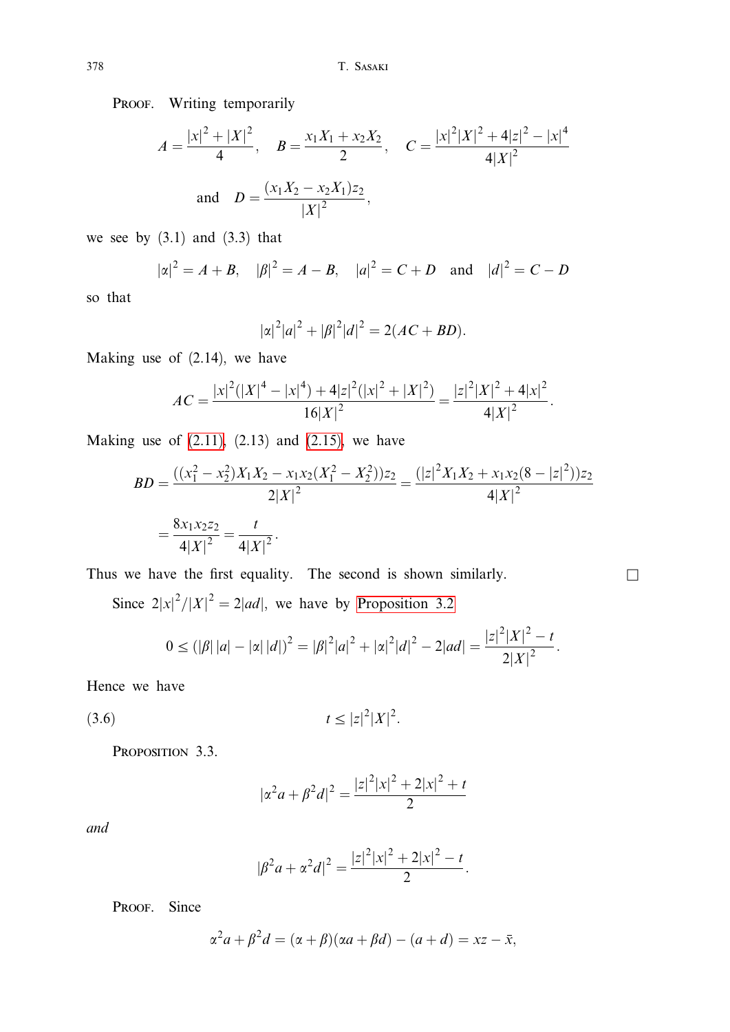Proof. Writing temporarily

$$A = \frac{|x|^2 + |X|^2}{4}, \quad B = \frac{x_1 X_1 + x_2 X_2}{2}, \quad C = \frac{|x|^2|X|^2 + 4|z|^2 - |x|^4}{4|X|^2}$$

$$\text{and} \quad D = \frac{(x_1 X_2 - x_2 X_1) z_2}{|X|^2},$$

we see by (3.1) and (3.3) that

$$|\alpha|^2 = A + B, \quad |\beta|^2 = A - B, \quad |a|^2 = C + D \quad \text{and} \quad |d|^2 = C - D$$

so that

$$|\alpha|^2|a|^2 + |\beta|^2|d|^2 = 2(AC + BD).$$

Making use of (2.14), we have

$$AC = \frac{|x|^2(|X|^4 - |x|^4) + 4|z|^2(|x|^2 + |X|^2)}{16|X|^2} = \frac{|z|^2|X|^2 + 4|x|^2}{4|X|^2}.$$

Making use of (2.11), (2.13) and (2.15), we have

$$BD = \frac{((x_1^2 - x_2^2)X_1 X_2 - x_1 x_2(X_1^2 - X_2^2))z_2}{2|X|^2} = \frac{(|z|^2 X_1 X_2 + x_1 x_2(8 - |z|^2))z_2}{4|X|^2}$$

$$= \frac{8 x_1 x_2 z_2}{4|X|^2} = \frac{t}{4|X|^2}.$$

Thus we have the first equality. The second is shown similarly. □

Since $2|x|^2/|X|^2 = 2|ad|$, we have by Proposition 3.2

$$0 \le (|\beta|\,|a| - |\alpha|\,|d|)^2 = |\beta|^2|a|^2 + |\alpha|^2|d|^2 - 2|ad| = \frac{|z|^2|X|^2 - t}{2|X|^2}.$$

Hence we have

$$t \le |z|^2|X|^2. \tag{3.6}$$

Proposition 3.3.

$$|\alpha^2 a + \beta^2 d|^2 = \frac{|z|^2|x|^2 + 2|x|^2 + t}{2}$$

*and*

$$|\beta^2 a + \alpha^2 d|^2 = \frac{|z|^2|x|^2 + 2|x|^2 - t}{2}.$$

Proof. Since

$$\alpha^2 a + \beta^2 d = (\alpha + \beta)(\alpha a + \beta d) - (a + d) = xz - \bar{x},$$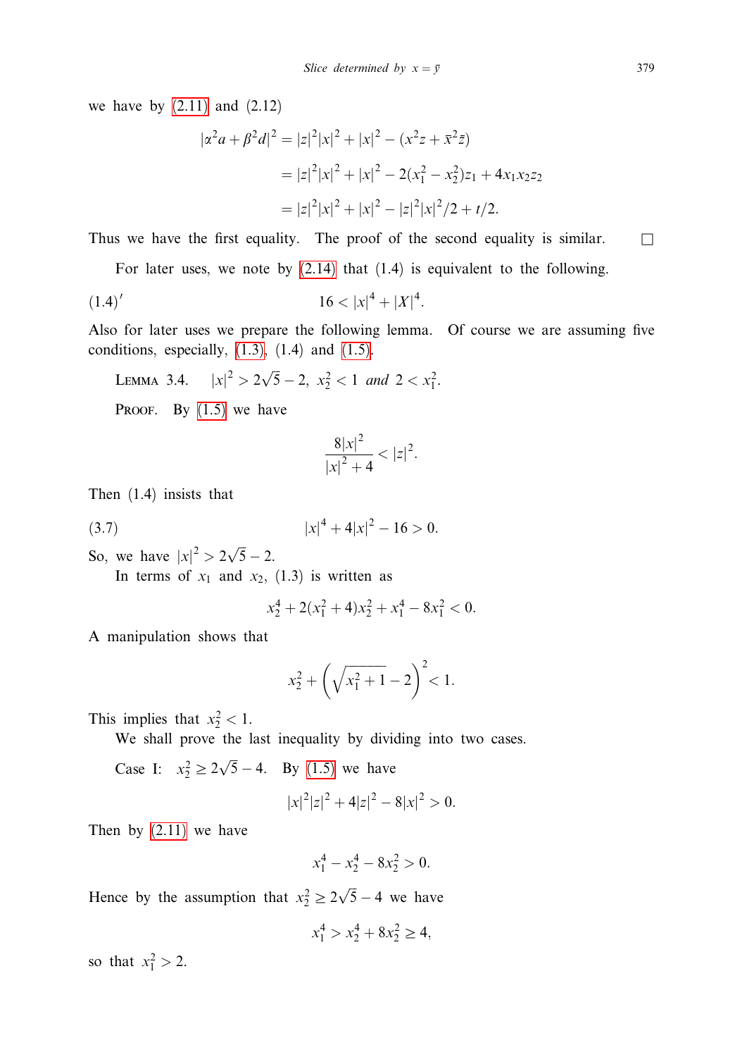we have by (2.11) and (2.12)

$$
\begin{aligned}
|\alpha^2 a + \beta^2 d|^2 &= |z|^2|x|^2 + |x|^2 - (x^2 z + \bar{x}^2 \bar{z}) \\
&= |z|^2|x|^2 + |x|^2 - 2(x_1^2 - x_2^2)z_1 + 4x_1x_2z_2 \\
&= |z|^2|x|^2 + |x|^2 - |z|^2|x|^2/2 + t/2.
\end{aligned}
$$

Thus we have the first equality. The proof of the second equality is similar. □

For later uses, we note by (2.14) that (1.4) is equivalent to the following.

$$
(1.4)' \qquad 16 < |x|^4 + |X|^4.
$$

Also for later uses we prepare the following lemma. Of course we are assuming five conditions, especially, (1.3), (1.4) and (1.5).

LEMMA 3.4. $|x|^2 > 2\sqrt{5} - 2$, $x_2^2 < 1$ *and* $2 < x_1^2$.

PROOF. By (1.5) we have

$$
\frac{8|x|^2}{|x|^2 + 4} < |z|^2.
$$

Then (1.4) insists that

$$
(3.7) \qquad |x|^4 + 4|x|^2 - 16 > 0.
$$

So, we have $|x|^2 > 2\sqrt{5} - 2$.

In terms of $x_1$ and $x_2$, (1.3) is written as

$$
x_2^4 + 2(x_1^2 + 4)x_2^2 + x_1^4 - 8x_1^2 < 0.
$$

A manipulation shows that

$$
x_2^2 + \left(\sqrt{x_1^2 + 1} - 2\right)^2 < 1.
$$

This implies that $x_2^2 < 1$.

We shall prove the last inequality by dividing into two cases.

Case I: $x_2^2 \geq 2\sqrt{5} - 4$. By (1.5) we have

$$
|x|^2|z|^2 + 4|z|^2 - 8|x|^2 > 0.
$$

Then by (2.11) we have

$$
x_1^4 - x_2^4 - 8x_2^2 > 0.
$$

Hence by the assumption that $x_2^2 \geq 2\sqrt{5} - 4$ we have

$$
x_1^4 > x_2^4 + 8x_2^2 \geq 4,
$$

so that $x_1^2 > 2$.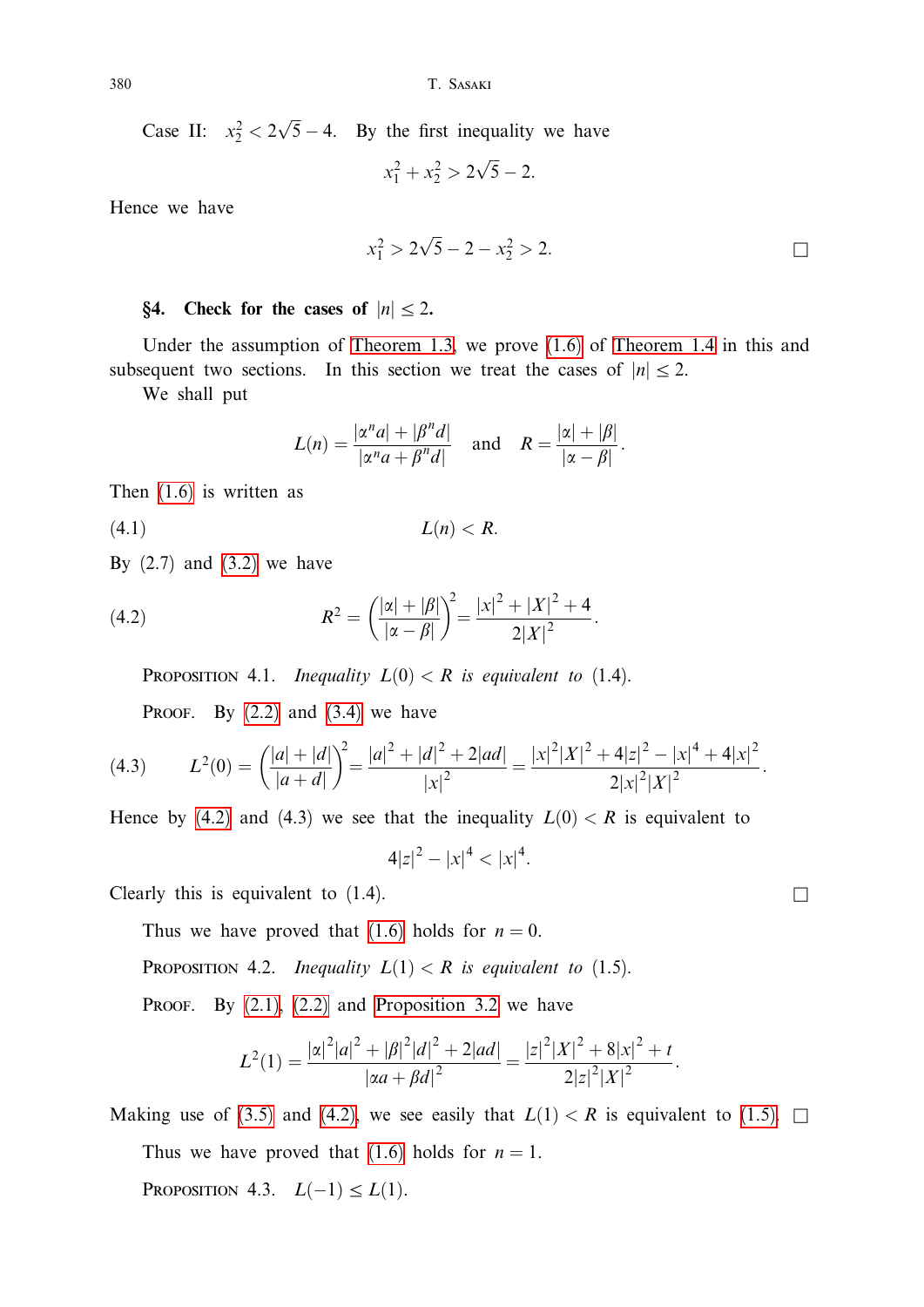Case II: $x_2^2 < 2\sqrt{5} - 4$. By the first inequality we have

$$x_1^2 + x_2^2 > 2\sqrt{5} - 2.$$

Hence we have

$$x_1^2 > 2\sqrt{5} - 2 - x_2^2 > 2. \qquad \square$$

## §4. Check for the cases of $|n| \leq 2$.

Under the assumption of Theorem 1.3, we prove (1.6) of Theorem 1.4 in this and subsequent two sections. In this section we treat the cases of $|n| \leq 2$.

We shall put

$$L(n) = \frac{|\alpha^n a| + |\beta^n d|}{|\alpha^n a + \beta^n d|} \quad \text{and} \quad R = \frac{|\alpha| + |\beta|}{|\alpha - \beta|}.$$

Then (1.6) is written as

$$L(n) < R. \tag{4.1}$$

By (2.7) and (3.2) we have

$$R^2 = \left(\frac{|\alpha| + |\beta|}{|\alpha - \beta|}\right)^2 = \frac{|x|^2 + |X|^2 + 4}{2|X|^2}. \tag{4.2}$$

Proposition 4.1. *Inequality* $L(0) < R$ *is equivalent to* (1.4).

Proof. By (2.2) and (3.4) we have

$$L^2(0) = \left(\frac{|a| + |d|}{|a + d|}\right)^2 = \frac{|a|^2 + |d|^2 + 2|ad|}{|x|^2} = \frac{|x|^2|X|^2 + 4|z|^2 - |x|^4 + 4|x|^2}{2|x|^2|X|^2}. \tag{4.3}$$

Hence by (4.2) and (4.3) we see that the inequality $L(0) < R$ is equivalent to

$$4|z|^2 - |x|^4 < |x|^4.$$

Clearly this is equivalent to (1.4). $\square$

Thus we have proved that (1.6) holds for $n = 0$.

Proposition 4.2. *Inequality* $L(1) < R$ *is equivalent to* (1.5).

Proof. By (2.1), (2.2) and Proposition 3.2 we have

$$L^2(1) = \frac{|\alpha|^2|a|^2 + |\beta|^2|d|^2 + 2|ad|}{|\alpha a + \beta d|^2} = \frac{|z|^2|X|^2 + 8|x|^2 + t}{2|z|^2|X|^2}.$$

Making use of (3.5) and (4.2), we see easily that $L(1) < R$ is equivalent to (1.5). $\square$

Thus we have proved that (1.6) holds for $n = 1$.

Proposition 4.3. $L(-1) \leq L(1)$.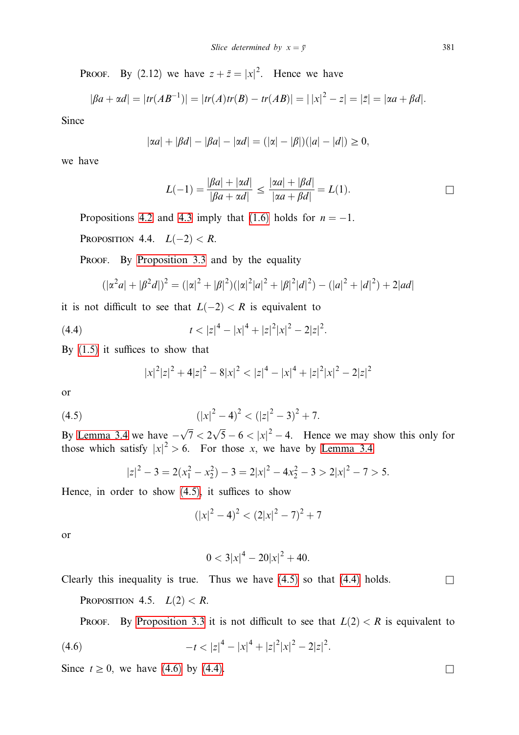PROOF. By (2.12) we have $z + \bar{z} = |x|^2$. Hence we have

$$|\beta a + \alpha d| = |tr(AB^{-1})| = |tr(A)tr(B) - tr(AB)| = |\,|x|^2 - z| = |\bar{z}| = |\alpha a + \beta d|.$$

Since

$$|\alpha a| + |\beta d| - |\beta a| - |\alpha d| = (|\alpha| - |\beta|)(|a| - |d|) \geq 0,$$

we have

$$L(-1) = \frac{|\beta a| + |\alpha d|}{|\beta a + \alpha d|} \leq \frac{|\alpha a| + |\beta d|}{|\alpha a + \beta d|} = L(1). \qquad \square$$

Propositions 4.2 and 4.3 imply that (1.6) holds for $n = -1$.

PROPOSITION 4.4. $L(-2) < R$.

PROOF. By Proposition 3.3 and by the equality

$$(|\alpha^2 a| + |\beta^2 d|)^2 = (|\alpha|^2 + |\beta|^2)(|\alpha|^2|a|^2 + |\beta|^2|d|^2) - (|a|^2 + |d|^2) + 2|ad|$$

it is not difficult to see that $L(-2) < R$ is equivalent to

$$t < |z|^4 - |x|^4 + |z|^2|x|^2 - 2|z|^2. \tag{4.4}$$

By (1.5) it suffices to show that

$$|x|^2|z|^2 + 4|z|^2 - 8|x|^2 < |z|^4 - |x|^4 + |z|^2|x|^2 - 2|z|^2$$

or

$$(|x|^2 - 4)^2 < (|z|^2 - 3)^2 + 7. \tag{4.5}$$

By Lemma 3.4 we have $-\sqrt{7} < 2\sqrt{5} - 6 < |x|^2 - 4$. Hence we may show this only for those which satisfy $|x|^2 > 6$. For those $x$, we have by Lemma 3.4

$$|z|^2 - 3 = 2(x_1^2 - x_2^2) - 3 = 2|x|^2 - 4x_2^2 - 3 > 2|x|^2 - 7 > 5.$$

Hence, in order to show (4.5), it suffices to show

$$(|x|^2 - 4)^2 < (2|x|^2 - 7)^2 + 7$$

or

$$0 < 3|x|^4 - 20|x|^2 + 40.$$

Clearly this inequality is true. Thus we have (4.5) so that (4.4) holds. $\square$

PROPOSITION 4.5. $L(2) < R$.

PROOF. By Proposition 3.3 it is not difficult to see that $L(2) < R$ is equivalent to

$$-t < |z|^4 - |x|^4 + |z|^2|x|^2 - 2|z|^2. \tag{4.6}$$

Since $t \geq 0$, we have (4.6) by (4.4). $\square$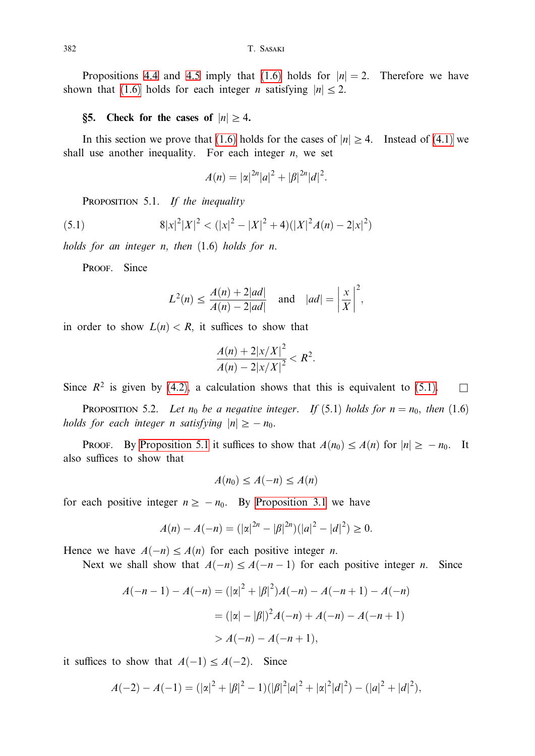Propositions 4.4 and 4.5 imply that (1.6) holds for $|n| = 2$. Therefore we have shown that (1.6) holds for each integer $n$ satisfying $|n| \leq 2$.

## §5. Check for the cases of $|n| \geq 4$.

In this section we prove that (1.6) holds for the cases of $|n| \geq 4$. Instead of (4.1) we shall use another inequality. For each integer $n$, we set

$$A(n) = |\alpha|^{2n}|a|^2 + |\beta|^{2n}|d|^2.$$

Proposition 5.1. *If the inequality*

$$8|x|^2|X|^2 < (|x|^2 - |X|^2 + 4)(|X|^2 A(n) - 2|x|^2) \tag{5.1}$$

*holds for an integer $n$, then (1.6) holds for $n$.*

Proof. Since

$$L^2(n) \leq \frac{A(n) + 2|ad|}{A(n) - 2|ad|} \quad \text{and} \quad |ad| = \left|\frac{x}{X}\right|^2,$$

in order to show $L(n) < R$, it suffices to show that

$$\frac{A(n) + 2|x/X|^2}{A(n) - 2|x/X|^2} < R^2.$$

Since $R^2$ is given by (4.2), a calculation shows that this is equivalent to (5.1). □

Proposition 5.2. *Let $n_0$ be a negative integer. If (5.1) holds for $n = n_0$, then (1.6) holds for each integer $n$ satisfying $|n| \geq -n_0$.*

Proof. By Proposition 5.1 it suffices to show that $A(n_0) \leq A(n)$ for $|n| \geq -n_0$. It also suffices to show that

$$A(n_0) \leq A(-n) \leq A(n)$$

for each positive integer $n \geq -n_0$. By Proposition 3.1 we have

$$A(n) - A(-n) = (|\alpha|^{2n} - |\beta|^{2n})(|a|^2 - |d|^2) \geq 0.$$

Hence we have $A(-n) \leq A(n)$ for each positive integer $n$.

Next we shall show that $A(-n) \leq A(-n-1)$ for each positive integer $n$. Since

$$\begin{aligned}
A(-n-1) - A(-n) &= (|\alpha|^2 + |\beta|^2)A(-n) - A(-n+1) - A(-n) \\
&= (|\alpha| - |\beta|)^2 A(-n) + A(-n) - A(-n+1) \\
&> A(-n) - A(-n+1),
\end{aligned}$$

it suffices to show that $A(-1) \leq A(-2)$. Since

$$A(-2) - A(-1) = (|\alpha|^2 + |\beta|^2 - 1)(|\beta|^2|a|^2 + |\alpha|^2|d|^2) - (|a|^2 + |d|^2),$$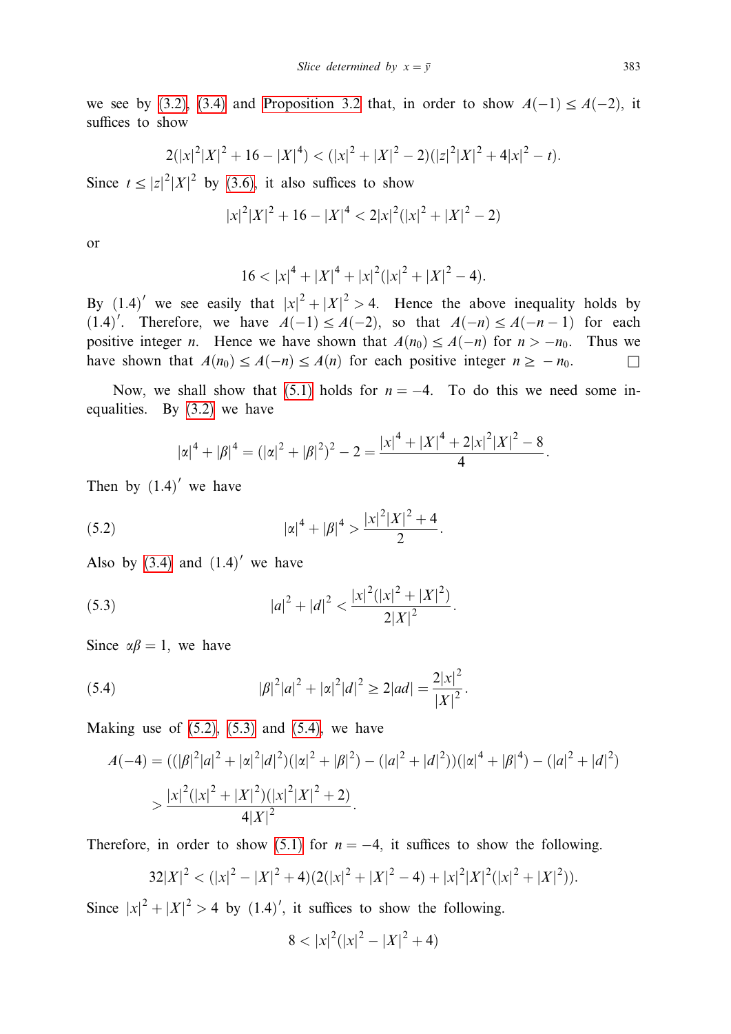we see by (3.2), (3.4) and Proposition 3.2 that, in order to show $A(-1) \le A(-2)$, it suffices to show

$$2(|x|^2|X|^2 + 16 - |X|^4) < (|x|^2 + |X|^2 - 2)(|z|^2|X|^2 + 4|x|^2 - t).$$

Since $t \le |z|^2|X|^2$ by (3.6), it also suffices to show

$$|x|^2|X|^2 + 16 - |X|^4 < 2|x|^2(|x|^2 + |X|^2 - 2)$$

or

$$16 < |x|^4 + |X|^4 + |x|^2(|x|^2 + |X|^2 - 4).$$

By $(1.4)'$ we see easily that $|x|^2 + |X|^2 > 4$. Hence the above inequality holds by $(1.4)'$. Therefore, we have $A(-1) \le A(-2)$, so that $A(-n) \le A(-n-1)$ for each positive integer $n$. Hence we have shown that $A(n_0) \le A(-n)$ for $n > -n_0$. Thus we have shown that $A(n_0) \le A(-n) \le A(n)$ for each positive integer $n \ge -n_0$. $\square$

Now, we shall show that (5.1) holds for $n = -4$. To do this we need some inequalities. By (3.2) we have

$$|\alpha|^4 + |\beta|^4 = (|\alpha|^2 + |\beta|^2)^2 - 2 = \frac{|x|^4 + |X|^4 + 2|x|^2|X|^2 - 8}{4}.$$

Then by $(1.4)'$ we have

$$|\alpha|^4 + |\beta|^4 > \frac{|x|^2|X|^2 + 4}{2}. \tag{5.2}$$

Also by (3.4) and $(1.4)'$ we have

$$|a|^2 + |d|^2 < \frac{|x|^2(|x|^2 + |X|^2)}{2|X|^2}. \tag{5.3}$$

Since $\alpha\beta = 1$, we have

$$|\beta|^2|a|^2 + |\alpha|^2|d|^2 \ge 2|ad| = \frac{2|x|^2}{|X|^2}. \tag{5.4}$$

Making use of (5.2), (5.3) and (5.4), we have

$$\begin{aligned} A(-4) &= ((|\beta|^2|a|^2 + |\alpha|^2|d|^2)(|\alpha|^2 + |\beta|^2) - (|a|^2 + |d|^2))(|\alpha|^4 + |\beta|^4) - (|a|^2 + |d|^2) \\ &> \frac{|x|^2(|x|^2 + |X|^2)(|x|^2|X|^2 + 2)}{4|X|^2}. \end{aligned}$$

Therefore, in order to show (5.1) for $n = -4$, it suffices to show the following.

$$32|X|^2 < (|x|^2 - |X|^2 + 4)(2(|x|^2 + |X|^2 - 4) + |x|^2|X|^2(|x|^2 + |X|^2)).$$

Since $|x|^2 + |X|^2 > 4$ by $(1.4)'$, it suffices to show the following.

$$8 < |x|^2(|x|^2 - |X|^2 + 4)$$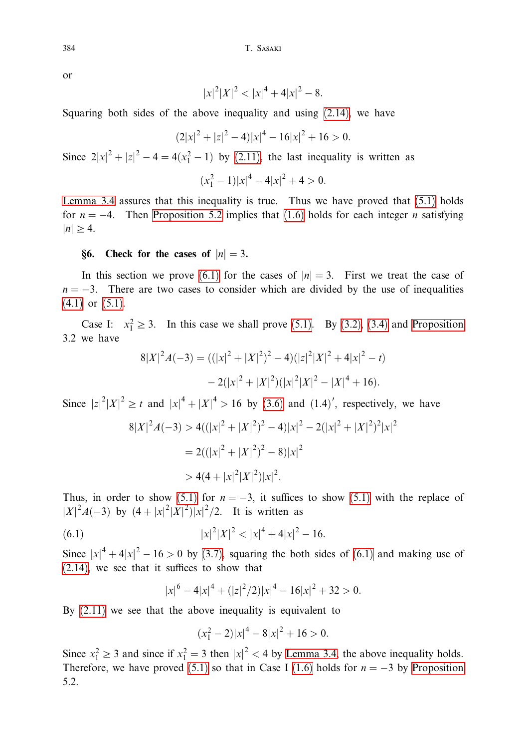or

$$|x|^2|X|^2 < |x|^4 + 4|x|^2 - 8.$$

Squaring both sides of the above inequality and using (2.14), we have

$$(2|x|^2 + |z|^2 - 4)|x|^4 - 16|x|^2 + 16 > 0.$$

Since $2|x|^2 + |z|^2 - 4 = 4(x_1^2 - 1)$ by (2.11), the last inequality is written as

$$(x_1^2 - 1)|x|^4 - 4|x|^2 + 4 > 0.$$

Lemma 3.4 assures that this inequality is true. Thus we have proved that (5.1) holds for $n = -4$. Then Proposition 5.2 implies that (1.6) holds for each integer $n$ satisfying $|n| \geq 4$.

## §6. Check for the cases of $|n| = 3$.

In this section we prove (6.1) for the cases of $|n| = 3$. First we treat the case of $n = -3$. There are two cases to consider which are divided by the use of inequalities (4.1) or (5.1).

Case I: $x_1^2 \geq 3$. In this case we shall prove (5.1). By (3.2), (3.4) and Proposition 3.2 we have

$$8|X|^2 A(-3) = ((|x|^2 + |X|^2)^2 - 4)(|z|^2|X|^2 + 4|x|^2 - t)$$
$$- 2(|x|^2 + |X|^2)(|z|^2|X|^2 - |X|^4 + 16).$$

Since $|z|^2|X|^2 \geq t$ and $|x|^4 + |X|^4 > 16$ by (3.6) and $(1.4)'$, respectively, we have

$$8|X|^2 A(-3) > 4((|x|^2 + |X|^2)^2 - 4)|x|^2 - 2(|x|^2 + |X|^2)^2|x|^2$$
$$= 2((|x|^2 + |X|^2)^2 - 8)|x|^2$$
$$> 4(4 + |x|^2|X|^2)|x|^2.$$

Thus, in order to show (5.1) for $n = -3$, it suffices to show (5.1) with the replace of $|X|^2 A(-3)$ by $(4 + |x|^2|X|^2)|x|^2/2$. It is written as

$$|x|^2|X|^2 < |x|^4 + 4|x|^2 - 16. \tag{6.1}$$

Since $|x|^4 + 4|x|^2 - 16 > 0$ by (3.7), squaring the both sides of (6.1) and making use of (2.14), we see that it suffices to show that

$$|x|^6 - 4|x|^4 + (|z|^2/2)|x|^4 - 16|x|^2 + 32 > 0.$$

By (2.11) we see that the above inequality is equivalent to

$$(x_1^2 - 2)|x|^4 - 8|x|^2 + 16 > 0.$$

Since $x_1^2 \geq 3$ and since if $x_1^2 = 3$ then $|x|^2 < 4$ by Lemma 3.4, the above inequality holds. Therefore, we have proved (5.1) so that in Case I (1.6) holds for $n = -3$ by Proposition 5.2.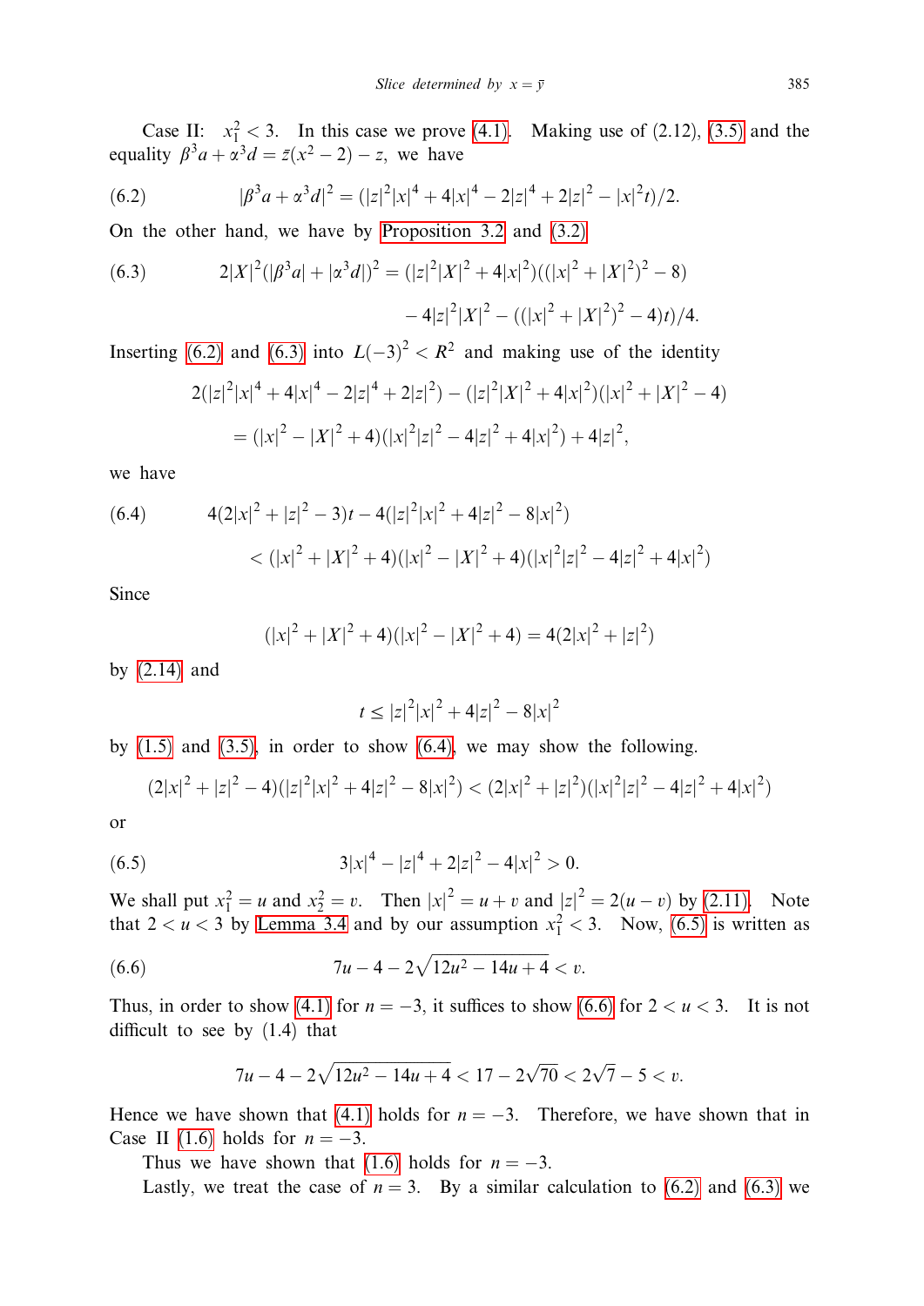Case II: $x_1^2 < 3$. In this case we prove (4.1). Making use of (2.12), (3.5) and the equality $\beta^3 a + \alpha^3 d = \bar{z}(x^2 - 2) - z$, we have

$$(6.2) \qquad |\beta^3 a + \alpha^3 d|^2 = (|z|^2|x|^4 + 4|x|^4 - 2|z|^4 + 2|z|^2 - |x|^2 t)/2.$$

On the other hand, we have by Proposition 3.2 and (3.2)

$$(6.3) \qquad 2|X|^2(|\beta^3 a| + |\alpha^3 d|)^2 = (|z|^2|X|^2 + 4|x|^2)((|x|^2 + |X|^2)^2 - 8) \\ - 4|z|^2|X|^2 - ((|x|^2 + |X|^2)^2 - 4)t)/4.$$

Inserting (6.2) and (6.3) into $L(-3)^2 < R^2$ and making use of the identity

$$2(|z|^2|x|^4 + 4|x|^4 - 2|z|^4 + 2|z|^2) - (|z|^2|X|^2 + 4|x|^2)(|x|^2 + |X|^2 - 4) \\ = (|x|^2 - |X|^2 + 4)(|x|^2|z|^2 - 4|z|^2 + 4|x|^2) + 4|z|^2,$$

we have

$$(6.4) \qquad 4(2|x|^2 + |z|^2 - 3)t - 4(|z|^2|x|^2 + 4|z|^2 - 8|x|^2) \\ < (|x|^2 + |X|^2 + 4)(|x|^2 - |X|^2 + 4)(|x|^2|z|^2 - 4|z|^2 + 4|x|^2)$$

Since

$$(|x|^2 + |X|^2 + 4)(|x|^2 - |X|^2 + 4) = 4(2|x|^2 + |z|^2)$$

by (2.14) and

$$t \leq |z|^2|x|^2 + 4|z|^2 - 8|x|^2$$

by (1.5) and (3.5), in order to show (6.4), we may show the following.

$$(2|x|^2 + |z|^2 - 4)(|z|^2|x|^2 + 4|z|^2 - 8|x|^2) < (2|x|^2 + |z|^2)(|x|^2|z|^2 - 4|z|^2 + 4|x|^2)$$

or

$$(6.5) \qquad 3|x|^4 - |z|^4 + 2|z|^2 - 4|x|^2 > 0.$$

We shall put $x_1^2 = u$ and $x_2^2 = v$. Then $|x|^2 = u + v$ and $|z|^2 = 2(u - v)$ by (2.11). Note that $2 < u < 3$ by Lemma 3.4 and by our assumption $x_1^2 < 3$. Now, (6.5) is written as

$$(6.6) \qquad 7u - 4 - 2\sqrt{12u^2 - 14u + 4} < v.$$

Thus, in order to show (4.1) for $n = -3$, it suffices to show (6.6) for $2 < u < 3$. It is not difficult to see by (1.4) that

$$7u - 4 - 2\sqrt{12u^2 - 14u + 4} < 17 - 2\sqrt{70} < 2\sqrt{7} - 5 < v.$$

Hence we have shown that (4.1) holds for $n = -3$. Therefore, we have shown that in Case II (1.6) holds for $n = -3$.

Thus we have shown that (1.6) holds for $n = -3$.

Lastly, we treat the case of $n = 3$. By a similar calculation to (6.2) and (6.3) we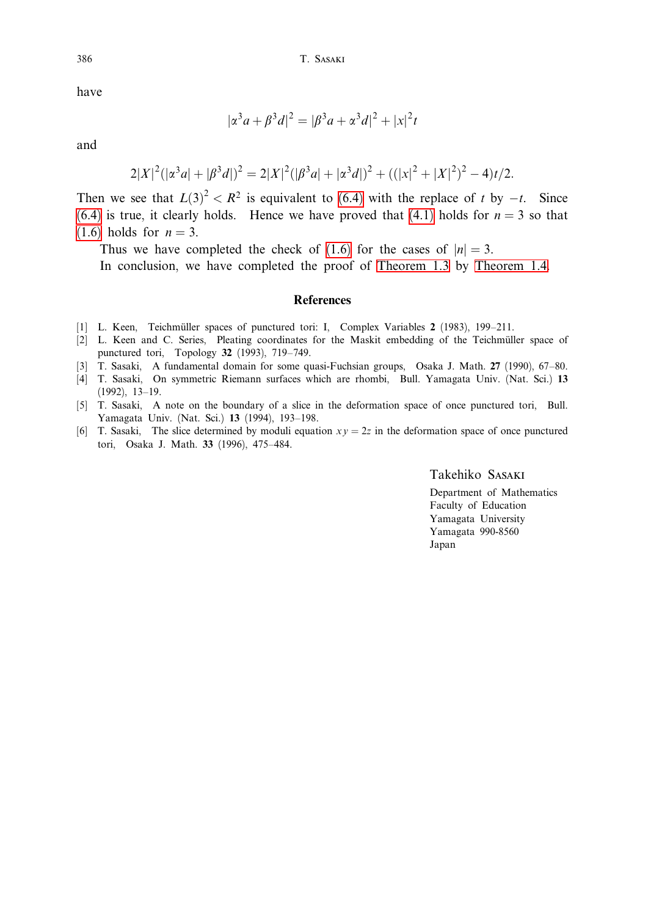have

$$|\alpha^3 a + \beta^3 d|^2 = |\beta^3 a + \alpha^3 d|^2 + |x|^2 t$$

and

$$2|X|^2(|\alpha^3 a| + |\beta^3 d|)^2 = 2|X|^2(|\beta^3 a| + |\alpha^3 d|)^2 + ((|x|^2 + |X|^2)^2 - 4)t/2.$$

Then we see that $L(3)^2 < R^2$ is equivalent to (6.4) with the replace of $t$ by $-t$. Since (6.4) is true, it clearly holds. Hence we have proved that (4.1) holds for $n = 3$ so that (1.6) holds for $n = 3$.

Thus we have completed the check of (1.6) for the cases of $|n| = 3$.

In conclusion, we have completed the proof of Theorem 1.3 by Theorem 1.4.

## References

[1] L. Keen, Teichmüller spaces of punctured tori: I, Complex Variables **2** (1983), 199–211.

[2] L. Keen and C. Series, Pleating coordinates for the Maskit embedding of the Teichmüller space of punctured tori, Topology **32** (1993), 719–749.

[3] T. Sasaki, A fundamental domain for some quasi-Fuchsian groups, Osaka J. Math. **27** (1990), 67–80.

[4] T. Sasaki, On symmetric Riemann surfaces which are rhombi, Bull. Yamagata Univ. (Nat. Sci.) **13** (1992), 13–19.

[5] T. Sasaki, A note on the boundary of a slice in the deformation space of once punctured tori, Bull. Yamagata Univ. (Nat. Sci.) **13** (1994), 193–198.

[6] T. Sasaki, The slice determined by moduli equation $xy = 2z$ in the deformation space of once punctured tori, Osaka J. Math. **33** (1996), 475–484.

Takehiko Sasaki
Department of Mathematics
Faculty of Education
Yamagata University
Yamagata 990-8560
Japan